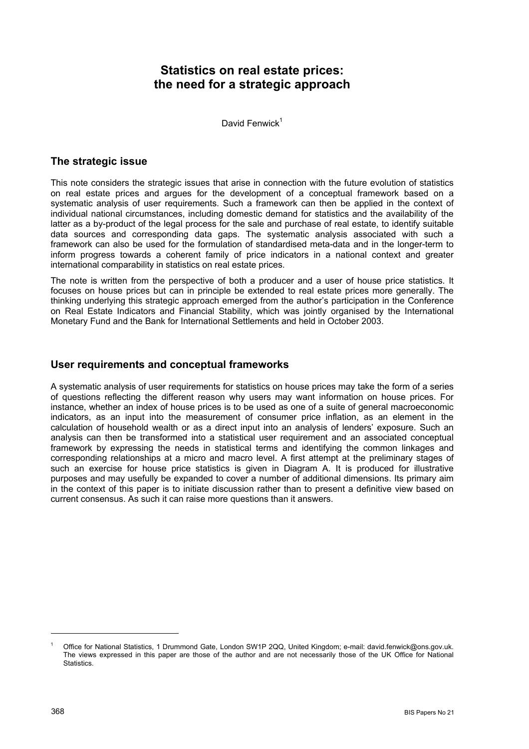# **Statistics on real estate prices: the need for a strategic approach**

David Fenwick<sup>1</sup>

## **The strategic issue**

This note considers the strategic issues that arise in connection with the future evolution of statistics on real estate prices and argues for the development of a conceptual framework based on a systematic analysis of user requirements. Such a framework can then be applied in the context of individual national circumstances, including domestic demand for statistics and the availability of the latter as a by-product of the legal process for the sale and purchase of real estate, to identify suitable data sources and corresponding data gaps. The systematic analysis associated with such a framework can also be used for the formulation of standardised meta-data and in the longer-term to inform progress towards a coherent family of price indicators in a national context and greater international comparability in statistics on real estate prices.

The note is written from the perspective of both a producer and a user of house price statistics. It focuses on house prices but can in principle be extended to real estate prices more generally. The thinking underlying this strategic approach emerged from the author's participation in the Conference on Real Estate Indicators and Financial Stability, which was jointly organised by the International Monetary Fund and the Bank for International Settlements and held in October 2003.

### **User requirements and conceptual frameworks**

A systematic analysis of user requirements for statistics on house prices may take the form of a series of questions reflecting the different reason why users may want information on house prices. For instance, whether an index of house prices is to be used as one of a suite of general macroeconomic indicators, as an input into the measurement of consumer price inflation, as an element in the calculation of household wealth or as a direct input into an analysis of lenders' exposure. Such an analysis can then be transformed into a statistical user requirement and an associated conceptual framework by expressing the needs in statistical terms and identifying the common linkages and corresponding relationships at a micro and macro level. A first attempt at the preliminary stages of such an exercise for house price statistics is given in Diagram A. It is produced for illustrative purposes and may usefully be expanded to cover a number of additional dimensions. Its primary aim in the context of this paper is to initiate discussion rather than to present a definitive view based on current consensus. As such it can raise more questions than it answers.

l

<sup>1</sup> Office for National Statistics, 1 Drummond Gate, London SW1P 2QQ, United Kingdom; e-mail: david.fenwick@ons.gov.uk. The views expressed in this paper are those of the author and are not necessarily those of the UK Office for National **Statistics**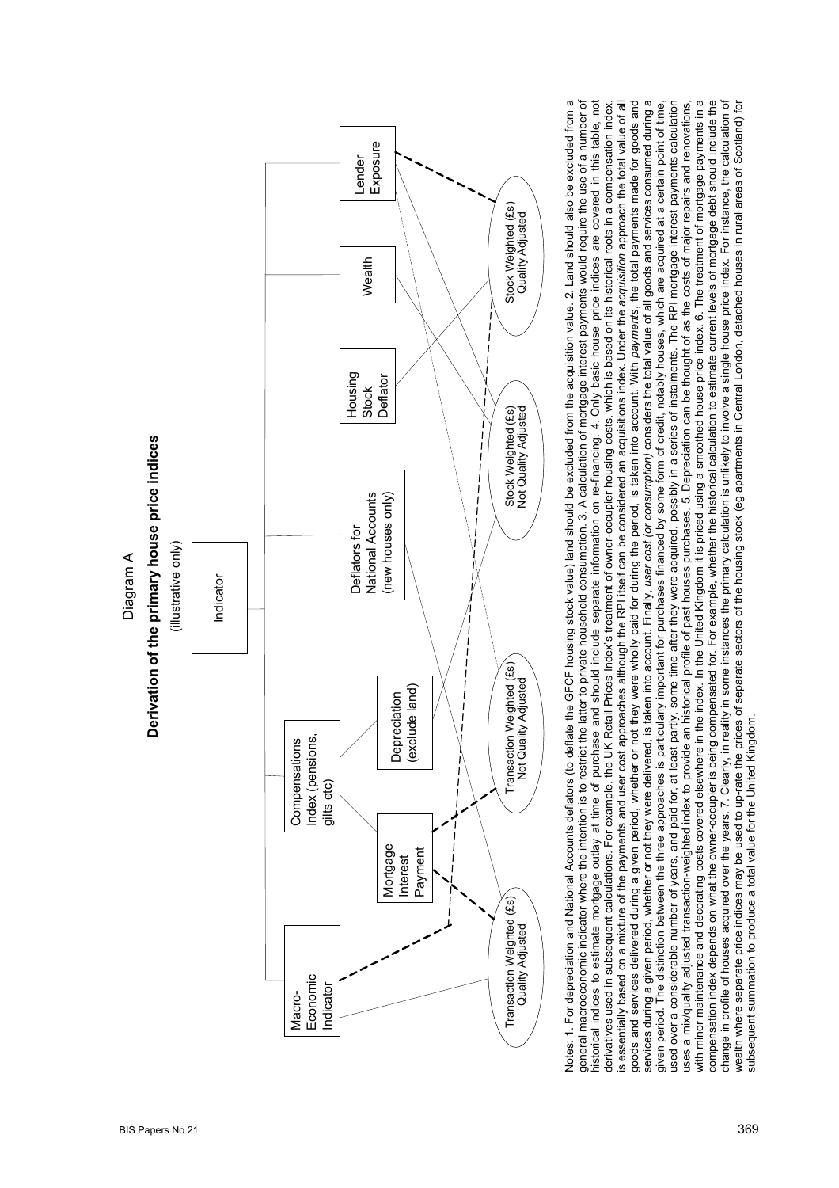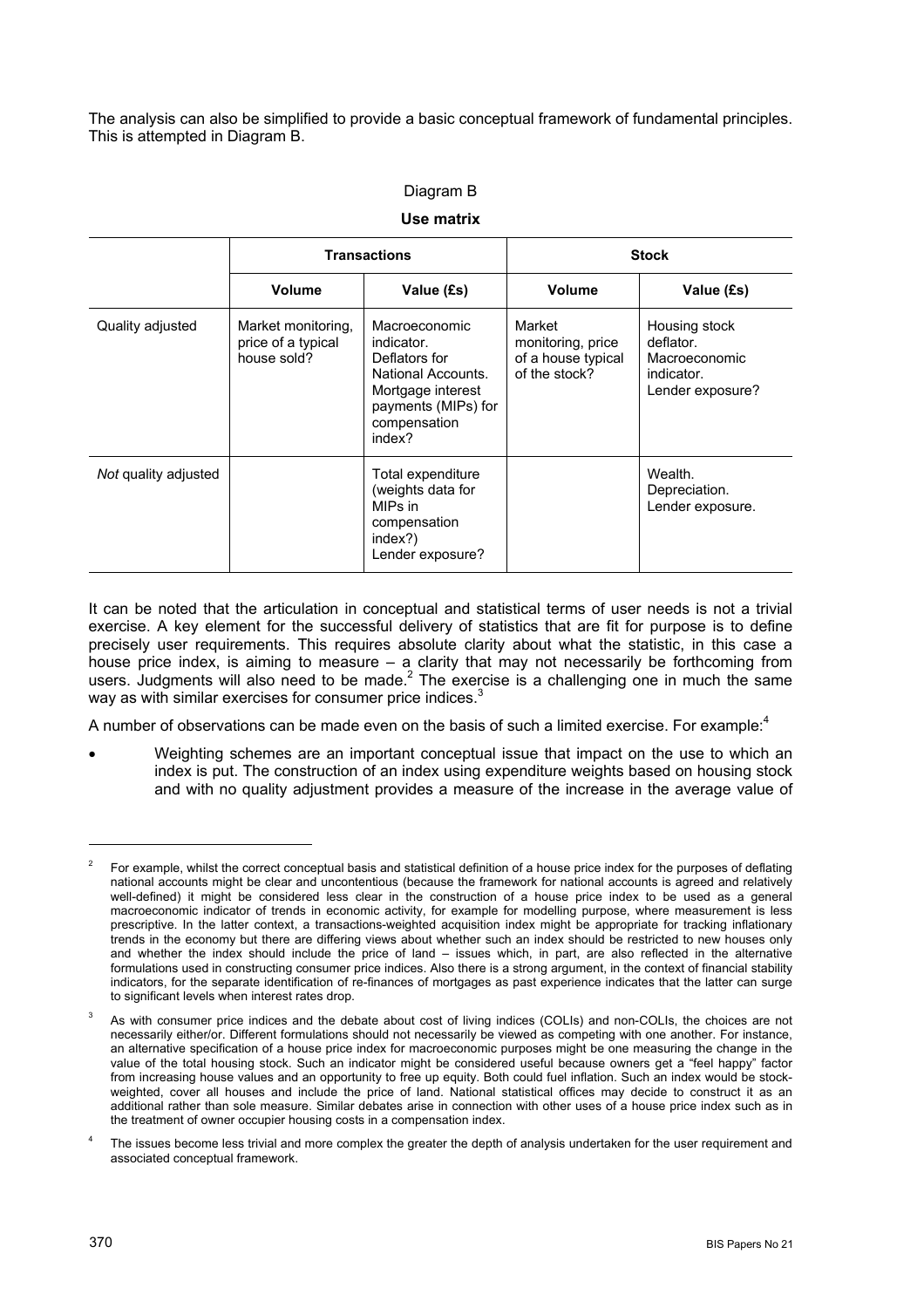The analysis can also be simplified to provide a basic conceptual framework of fundamental principles. This is attempted in Diagram B.

#### Diagram B

#### **Use matrix**

|                      | <b>Transactions</b>                                     |                                                                                                                                          | <b>Stock</b>                                                       |                                                                               |
|----------------------|---------------------------------------------------------|------------------------------------------------------------------------------------------------------------------------------------------|--------------------------------------------------------------------|-------------------------------------------------------------------------------|
|                      | <b>Volume</b>                                           | Value (£s)                                                                                                                               | <b>Volume</b>                                                      | Value (£s)                                                                    |
| Quality adjusted     | Market monitoring,<br>price of a typical<br>house sold? | Macroeconomic<br>indicator.<br>Deflators for<br>National Accounts.<br>Mortgage interest<br>payments (MIPs) for<br>compensation<br>index? | Market<br>monitoring, price<br>of a house typical<br>of the stock? | Housing stock<br>deflator.<br>Macroeconomic<br>indicator.<br>Lender exposure? |
| Not quality adjusted |                                                         | Total expenditure<br>(weights data for<br>MIPs in<br>compensation<br>index?)<br>Lender exposure?                                         |                                                                    | Wealth.<br>Depreciation.<br>Lender exposure.                                  |

It can be noted that the articulation in conceptual and statistical terms of user needs is not a trivial exercise. A key element for the successful delivery of statistics that are fit for purpose is to define precisely user requirements. This requires absolute clarity about what the statistic, in this case a house price index, is aiming to measure – a clarity that may not necessarily be forthcoming from users. Judgments will also need to be made. $^2$  The exercise is a challenging one in much the same way as with similar exercises for consumer price indices.<sup>3</sup>

A number of observations can be made even on the basis of such a limited exercise. For example: $4$ 

• Weighting schemes are an important conceptual issue that impact on the use to which an index is put. The construction of an index using expenditure weights based on housing stock and with no quality adjustment provides a measure of the increase in the average value of

l

<sup>2</sup> For example, whilst the correct conceptual basis and statistical definition of a house price index for the purposes of deflating national accounts might be clear and uncontentious (because the framework for national accounts is agreed and relatively well-defined) it might be considered less clear in the construction of a house price index to be used as a general macroeconomic indicator of trends in economic activity, for example for modelling purpose, where measurement is less prescriptive. In the latter context, a transactions-weighted acquisition index might be appropriate for tracking inflationary trends in the economy but there are differing views about whether such an index should be restricted to new houses only and whether the index should include the price of land – issues which, in part, are also reflected in the alternative formulations used in constructing consumer price indices. Also there is a strong argument, in the context of financial stability indicators, for the separate identification of re-finances of mortgages as past experience indicates that the latter can surge to significant levels when interest rates drop.

 $\overline{a}$ As with consumer price indices and the debate about cost of living indices (COLIs) and non-COLIs, the choices are not necessarily either/or. Different formulations should not necessarily be viewed as competing with one another. For instance, an alternative specification of a house price index for macroeconomic purposes might be one measuring the change in the value of the total housing stock. Such an indicator might be considered useful because owners get a "feel happy" factor from increasing house values and an opportunity to free up equity. Both could fuel inflation. Such an index would be stockweighted, cover all houses and include the price of land. National statistical offices may decide to construct it as an additional rather than sole measure. Similar debates arise in connection with other uses of a house price index such as in the treatment of owner occupier housing costs in a compensation index.

<sup>4</sup> The issues become less trivial and more complex the greater the depth of analysis undertaken for the user requirement and associated conceptual framework.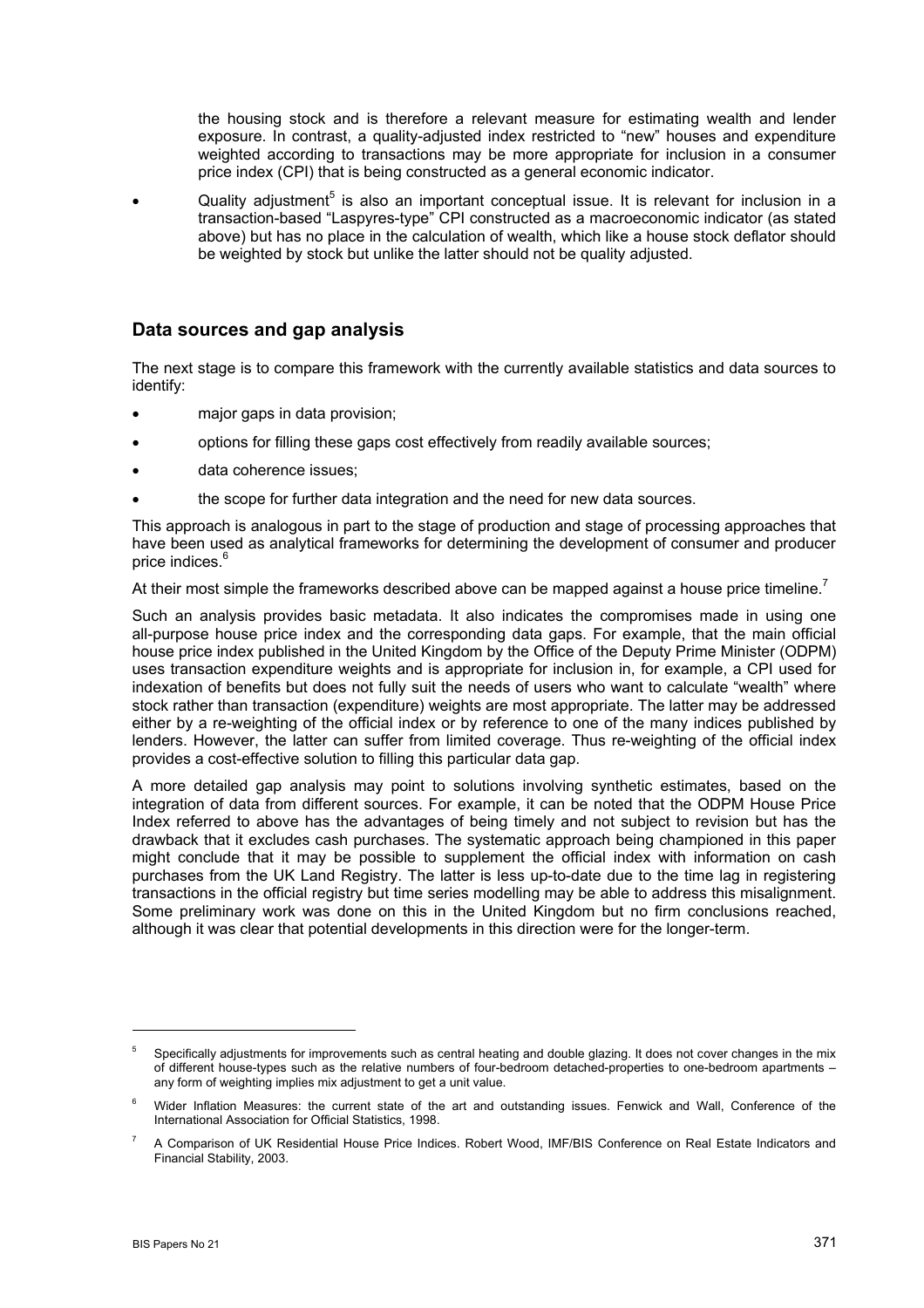the housing stock and is therefore a relevant measure for estimating wealth and lender exposure. In contrast, a quality-adjusted index restricted to "new" houses and expenditure weighted according to transactions may be more appropriate for inclusion in a consumer price index (CPI) that is being constructed as a general economic indicator.

• Quality adjustment<sup>5</sup> is also an important conceptual issue. It is relevant for inclusion in a transaction-based "Laspyres-type" CPI constructed as a macroeconomic indicator (as stated above) but has no place in the calculation of wealth, which like a house stock deflator should be weighted by stock but unlike the latter should not be quality adjusted.

### **Data sources and gap analysis**

The next stage is to compare this framework with the currently available statistics and data sources to identify:

- major gaps in data provision;
- options for filling these gaps cost effectively from readily available sources;
- data coherence issues:
- the scope for further data integration and the need for new data sources.

This approach is analogous in part to the stage of production and stage of processing approaches that have been used as analytical frameworks for determining the development of consumer and producer price indices.<sup>6</sup>

At their most simple the frameworks described above can be mapped against a house price timeline.<sup>7</sup>

Such an analysis provides basic metadata. It also indicates the compromises made in using one all-purpose house price index and the corresponding data gaps. For example, that the main official house price index published in the United Kingdom by the Office of the Deputy Prime Minister (ODPM) uses transaction expenditure weights and is appropriate for inclusion in, for example, a CPI used for indexation of benefits but does not fully suit the needs of users who want to calculate "wealth" where stock rather than transaction (expenditure) weights are most appropriate. The latter may be addressed either by a re-weighting of the official index or by reference to one of the many indices published by lenders. However, the latter can suffer from limited coverage. Thus re-weighting of the official index provides a cost-effective solution to filling this particular data gap.

A more detailed gap analysis may point to solutions involving synthetic estimates, based on the integration of data from different sources. For example, it can be noted that the ODPM House Price Index referred to above has the advantages of being timely and not subject to revision but has the drawback that it excludes cash purchases. The systematic approach being championed in this paper might conclude that it may be possible to supplement the official index with information on cash purchases from the UK Land Registry. The latter is less up-to-date due to the time lag in registering transactions in the official registry but time series modelling may be able to address this misalignment. Some preliminary work was done on this in the United Kingdom but no firm conclusions reached, although it was clear that potential developments in this direction were for the longer-term.

l

<sup>5</sup> Specifically adjustments for improvements such as central heating and double glazing. It does not cover changes in the mix of different house-types such as the relative numbers of four-bedroom detached-properties to one-bedroom apartments – any form of weighting implies mix adjustment to get a unit value.

<sup>6</sup> Wider Inflation Measures: the current state of the art and outstanding issues. Fenwick and Wall, Conference of the International Association for Official Statistics, 1998.

<sup>7</sup> A Comparison of UK Residential House Price Indices. Robert Wood, IMF/BIS Conference on Real Estate Indicators and Financial Stability, 2003.